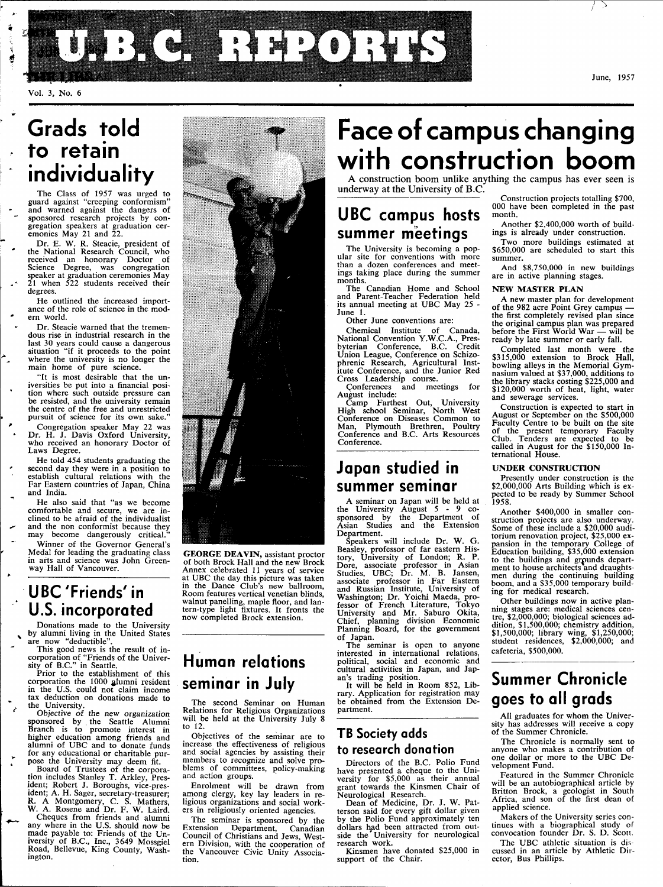# U.B.C. REPORTS

Vol. 3, No. 6

June, 1957

# Face of campus changing with construction boom

A construction boom unlike anything the campus has ever seen is underway at the University of B.C.

Construction projects totalling $700,000 have been completed in the past month.

Another $2,400,000 worth of buildings is already under construction.

Two more buildings estimated at $650,000 are scheduled to start this summer.

And $8,750,000 in new buildings are in active planning stages.

**NEW MASTER PLAN**

A new master plan for development of the 982 acre Point Grey campus — the first completely revised plan since the original campus plan was prepared before the First World War — will be ready by late summer or early fall.

Completed last month were the $315,000 extension to Brock Hall, bowling alleys in the Memorial Gymnasium valued at $37,000, additions to the library stacks costing $225,000 and $120,000 worth of heat, light, water and sewerage services.

Construction is expected to start in August or September on the $500,000 Faculty Centre to be built on the site of the present temporary Faculty Club. Tenders are expected to be called in August for the $150,000 International House.

**UNDER CONSTRUCTION**

Presently under construction is the $2,000,000 Arts Building which is expected to be ready by Summer School 1958.

Another $400,000 in smaller construction projects are also underway. Some of these include a $20,000 auditorium renovation project, $25,000 expansion in the temporary College of Education building, $35,000 extension to the buildings and grounds department to house architects and draughtsmen during the continuing building boom, and a $35,000 temporary building for medical research.

Other buildings now in active planning stages are: medical sciences centre, $2,000,000; biological sciences addition, $1,500,000; chemistry addition, $1,500,000; library wing, $1,250,000; student residences, $2,000,000; and cafeteria, $500,000.

## Grads told to retain individuality

The Class of 1957 was urged to guard against "creeping conformism" and warned against the dangers of sponsored research projects by congregation speakers at graduation ceremonies May 21 and 22.

Dr. E. W. R. Steacie, president of the National Research Council, who received an honorary Doctor of Science Degree, was congregation speaker at graduation ceremonies May 21 when 522 students received their degrees.

He outlined the increased importance of the role of science in the modern world.

Dr. Steacie warned that the tremendous rise in industrial research in the last 30 years could cause a dangerous situation "if it proceeds to the point where the university is no longer the main home of pure science.

"It is most desirable that the universities be put into a financial position where such outside pressure can be resisted, and the university remain the centre of the free and unrestricted pursuit of science for its own sake."

Congregation speaker May 22 was Dr. H. J. Davis Oxford University, who received an honorary Doctor of Laws Degree.

He told 454 students graduating the second day they were in a position to establish cultural relations with the Far Eastern countries of Japan, China and India.

He also said that "as we become comfortable and secure, we are inclined to be afraid of the individualist and the non conformist because they may become dangerously critical."

Winner of the Governor General's Medal for leading the graduating class in arts and science was John Greenway Hall of Vancouver.

## UBC 'Friends' in U.S. incorporated

Donations made to the University by alumni living in the United States are now "deductible".

This good news is the result of incorporation of "Friends of the University of B.C." in Seattle.

Prior to the establishment of this corporation the 1000 alumni resident in the U.S. could not claim income tax deduction on donations made to the University.

Objective of the new organization sponsored by the Seattle Alumni Branch is to promote interest in higher education among friends and alumni of UBC and to donate funds for any educational or charitable purpose the University may deem fit.

Board of Trustees of the corporation includes Stanley T. Arkley, President; Robert J. Boroughs, vice-president; A. H. Sager, secretary-treasurer; R. A Montgomery, C. S. Mathers, W. A. Rosene and Dr. F. W. Laird.

Cheques from friends and alumni any where in the U.S. should now be made payable to: Friends of the University of B.C., Inc., 3649 Mossgiel Road, Bellevue, King County, Washington.

**GEORGE DEAVIN,** assistant proctor of both Brock Hall and the new Brock Annex celebrated 11 years of service at UBC the day this picture was taken in the Dance Club's new ballroom, Room features vertical venetian blinds, walnut panelling, maple floor, and lantern-type light fixtures. It fronts the now completed Brock extension.

## Human relations seminar in July

The second Seminar on Human Relations for Religious Organizations will be held at the University July 8 to 12.

Objectives of the seminar are to increase the effectiveness of religious and social agencies by assisting their members to recognize and solve problems of committees, policy-making and action groups.

Enrolment will be drawn from among clergy, key lay leaders in religious organizations and social workers in religiously oriented agencies.

The seminar is sponsored by the Extension Department, Canadian Council of Christians and Jews, Western Division, with the cooperation of the Vancouver Civic Unity Association.

## UBC campus hosts summer meetings

The University is becoming a popular site for conventions with more than a dozen conferences and meetings taking place during the summer months.

The Canadian Home and School and Parent-Teacher Federation held its annual meeting at UBC May 25 - June 1.

Other June conventions are:

Chemical Institute of Canada, National Convention Y.W.C.A., Presbyterian Conference, B.C. Credit Union League, Conference on Schizophrenic Research, Agricultural Institute Conference, and the Junior Red Cross Leadership course.

Conferences and meetings for August include:

Camp Farthest Out, University High school Seminar, North West Conference on Diseases Common to Man, Plymouth Brethren, Poultry Conference and B.C. Arts Resources Conference.

## Japan studied in summer seminar

A seminar on Japan will be held at the University August 5 - 9 co-sponsored by the Department of Asian Studies and the Extension Department.

Speakers will include Dr. W. G. Beasley, professor of far eastern History, University of London; R. P. Dore, associate professor in Asian Studies, UBC; Dr. M. B. Jansen, associate professor in Far Eastern and Russian Institute, University of Washington; Dr. Yoichi Maeda, professor of French Literature, Tokyo University and Mr. Saburo Okita, Chief, planning division Economic Planning Board, for the government of Japan.

The seminar is open to anyone interested in international relations, political, social and economic and cultural activities in Japan, and Japan's trading position.

It will be held in Room 852, Library. Application for registration may be obtained from the Extension Department.

## TB Society adds to research donation

Directors of the B.C. Polio Fund have presented a cheque to the University for $5,000 as their annual grant towards the Kinsmen Chair of Neurological Research.

Dean of Medicine, Dr. J. W. Patterson said for every gift dollar given by the Polio Fund approximately ten dollars had been attracted from outside the University for neurological research work.

Kinsmen have donated $25,000 in support of the Chair.

## Summer Chronicle goes to all grads

All graduates for whom the University has addresses will receive a copy of the Summer Chronicle.

The Chronicle is normally sent to anyone who makes a contribution of one dollar or more to the UBC Development Fund.

Featured in the Summer Chronicle will be an autobiographical article by Britton Brock, a geologist in South Africa, and son of the first dean of applied science.

Makers of the University series continues with a biographical study of convocation founder Dr. S. D. Scott.

The UBC athletic situation is discussed in an article by Athletic Director, Bus Phillips.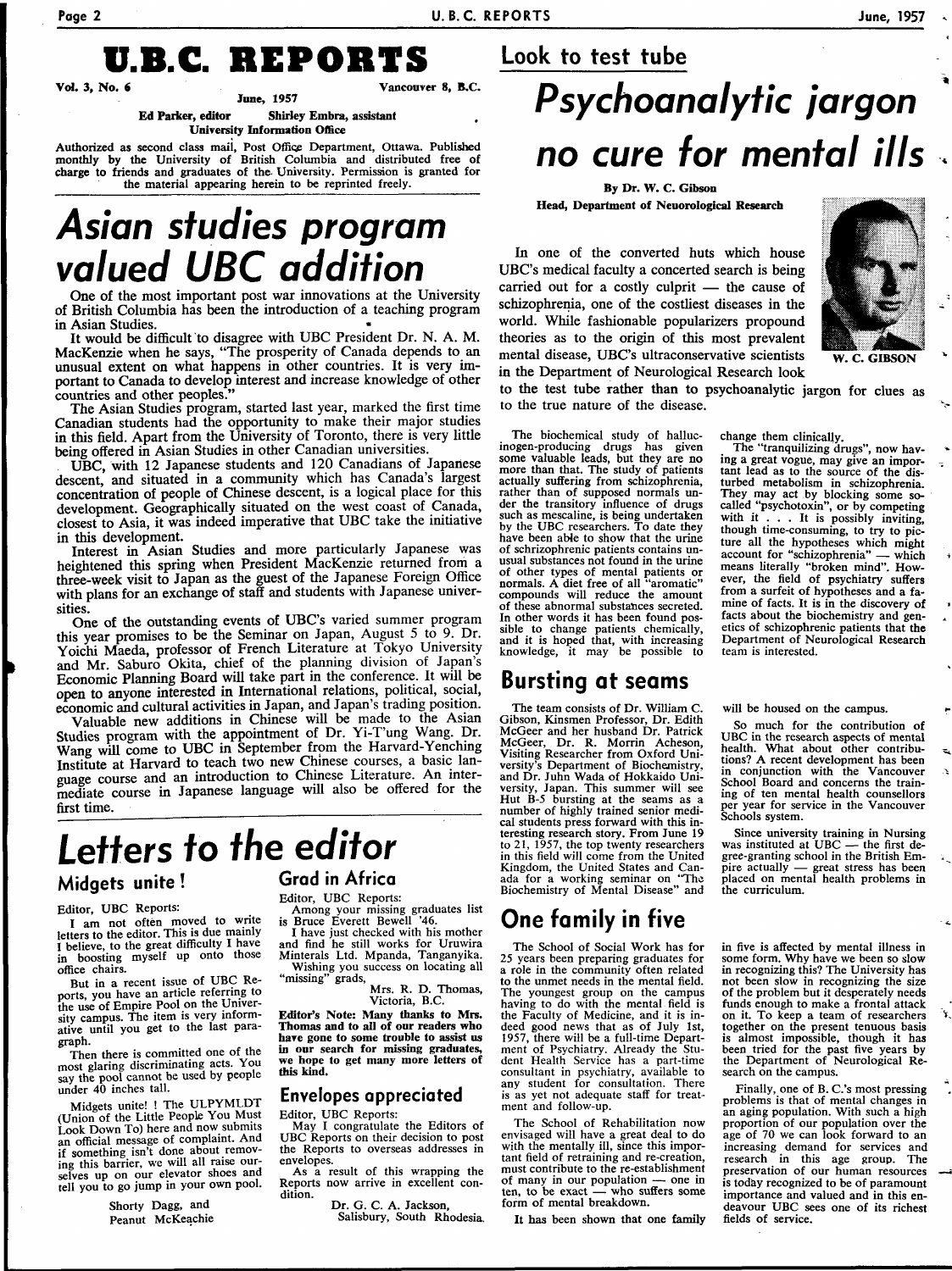# U.B.C. REPORTS

Vol. 3, No. 6 — June, 1957 — Vancouver 8, B.C.

Ed Parker, editor — Shirley Embra, assistant

University Information Office

Authorized as second class mail, Post Office Department, Ottawa. Published monthly by the University of British Columbia and distributed free of charge to friends and graduates of the University. Permission is granted for the material appearing herein to be reprinted freely.

# Asian studies program valued UBC addition

One of the most important post war innovations at the University of British Columbia has been the introduction of a teaching program in Asian Studies.

It would be difficult to disagree with UBC President Dr. N. A. M. MacKenzie when he says, "The prosperity of Canada depends to an unusual extent on what happens in other countries. It is very important to Canada to develop interest and increase knowledge of other countries and other peoples."

The Asian Studies program, started last year, marked the first time Canadian students had the opportunity to make their major studies in this field. Apart from the University of Toronto, there is very little being offered in Asian Studies in other Canadian universities.

UBC, with 12 Japanese students and 120 Canadians of Japanese descent, and situated in a community which has Canada's largest concentration of people of Chinese descent, is a logical place for this development. Geographically situated on the west coast of Canada, closest to Asia, it was indeed imperative that UBC take the initiative in this development.

Interest in Asian Studies and more particularly Japanese was heightened this spring when President MacKenzie returned from a three-week visit to Japan as the guest of the Japanese Foreign Office with plans for an exchange of staff and students with Japanese universities.

One of the outstanding events of UBC's varied summer program this year promises to be the Seminar on Japan, August 5 to 9. Dr. Yoichi Maeda, professor of French Literature at Tokyo University and Mr. Saburo Okita, chief of the planning division of Japan's Economic Planning Board will take part in the conference. It will be open to anyone interested in International relations, political, social, economic and cultural activities in Japan, and Japan's trading position.

Valuable new additions in Chinese will be made to the Asian Studies program with the appointment of Dr. Yi-T'ung Wang. Dr. Wang will come to UBC in September from the Harvard-Yenching Institute at Harvard to teach two new Chinese courses, a basic language course and an introduction to Chinese Literature. An intermediate course in Japanese language will also be offered for the first time.

# Letters to the editor

## Midgets unite!

Editor, UBC Reports:

I am not often moved to write letters to the editor. This is due mainly I believe, to the great difficulty I have in boosting myself up onto those office chairs.

But in a recent issue of UBC Reports, you have an article referring to the use of Empire Pool on the University campus. The item is very informative until you get to the last paragraph.

Then there is committed one of the most glaring discriminating acts. You say the pool cannot be used by people under 40 inches tall.

Midgets unite! ! The ULPYMLDT (Union of the Little People You Must Look Down To) here and now submits an official message of complaint. And if something isn't done about removing this barrier, we will all raise ourselves up on our elevator shoes and tell you to go jump in your own pool.

Shorty Dagg, and
Peanut McKeachie

## Grad in Africa

Editor, UBC Reports:

Among your missing graduates list is Bruce Everett Bewell '46.

I have just checked with his mother and find he still works for Uruwira Minterals Ltd. Mpanda, Tanganyika.

Wishing you success on locating all "missing" grads,

Mrs. R. D. Thomas,
Victoria, B.C.

**Editor's Note: Many thanks to Mrs. Thomas and to all of our readers who have gone to some trouble to assist us in our search for missing graduates, we hope to get many more letters of this kind.**

## Envelopes appreciated

Editor, UBC Reports:

May I congratulate the Editors of UBC Reports on their decision to post the Reports to overseas addresses in envelopes.

As a result of this wrapping the Reports now arrive in excellent condition.

Dr. G. C. A. Jackson,
Salisbury, South Rhodesia.

## Look to test tube

# Psychoanalytic jargon no cure for mental ills

By Dr. W. C. Gibson
Head, Department of Neuorological Research

W. C. GIBSON

In one of the converted huts which house UBC's medical faculty a concerted search is being carried out for a costly culprit — the cause of schizophrenia, one of the costliest diseases in the world. While fashionable popularizers propound theories as to the origin of this most prevalent mental disease, UBC's ultraconservative scientists in the Department of Neurological Research look to the test tube rather than to psychoanalytic jargon for clues as to the true nature of the disease.

The biochemical study of hallucinogen-producing drugs has given some valuable leads, but they are no more than that. The study of patients actually suffering from schizophrenia, rather than of supposed normals under the transitory influence of drugs such as mescaline, is being undertaken by the UBC researchers. To date they have been able to show that the urine of schrizophrenic patients contains unusual substances not found in the urine of other types of mental patients or normals. A diet free of all "aromatic" compounds will reduce the amount of these abnormal substances secreted. In other words it has been found possible to change patients chemically, and it is hoped that, with increasing knowledge, it may be possible to change them clinically.

The "tranquilizing drugs", now having a great vogue, may give an important lead as to the source of the disturbed metabolism in schizophrenia. They may act by blocking some so-called "psychotoxin", or by competing with it . . . It is possibly inviting, though time-consuming, to try to picture all the hypotheses which might account for "schizophrenia" — which means literally "broken mind". However, the field of psychiatry suffers from a surfeit of hypotheses and a famine of facts. It is in the discovery of facts about the biochemistry and genetics of schizophrenic patients that the Department of Neurological Research team is interested.

## Bursting at seams

The team consists of Dr. William C. Gibson, Kinsmen Professor, Dr. Edith McGeer and her husband Dr. Patrick McGeer, Dr. R. Morrin Acheson, Visiting Researcher from Oxford University's Department of Biochemistry, and Dr. Juhn Wada of Hokkaido University, Japan. This summer will see Hut B-5 bursting at the seams as a number of highly trained senior medical students press forward with this interesting research story. From June 19 to 21, 1957, the top twenty researchers in this field will come from the United Kingdom, the United States and Canada for a working seminar on "The Biochemistry of Mental Disease" and will be housed on the campus.

So much for the contribution of UBC in the research aspects of mental health. What about other contributions? A recent development has been in conjunction with the Vancouver School Board and concerns the training of ten mental health counsellors per year for service in the Vancouver Schools system.

Since university training in Nursing was instituted at UBC — the first degree-granting school in the British Empire actually — great stress has been placed on mental health problems in the curriculum.

## One family in five

The School of Social Work has for 25 years been preparing graduates for a role in the community often related to the unmet needs in the mental field. The youngest group on the campus having to do with the mental field is the Faculty of Medicine, and it is indeed good news that as of July 1st, 1957, there will be a full-time Department of Psychiatry. Already the Student Health Service has a part-time consultant in psychiatry, available to any student for consultation. There is as yet not adequate staff for treatment and follow-up.

The School of Rehabilitation now envisaged will have a great deal to do with the mentally ill, since this important field of retraining and re-creation, must contribute to the re-establishment of many in our population — one in ten, to be exact — who suffers some form of mental breakdown.

It has been shown that one family in five is affected by mental illness in some form. Why have we been so slow in recognizing this? The University has not been slow in recognizing the size of the problem but it desperately needs funds enough to make a frontal attack on it. To keep a team of researchers together on the present tenuous basis is almost impossible, though it has been tried for the past five years by the Department of Neurological Research on the campus.

Finally, one of B. C.'s most pressing problems is that of mental changes in an aging population. With such a high proportion of our population over the age of 70 we can look forward to an increasing demand for services and research in this age group. The preservation of our human resources is today recognized to be of paramount importance and valued and in this endeavour UBC sees one of its richest fields of service.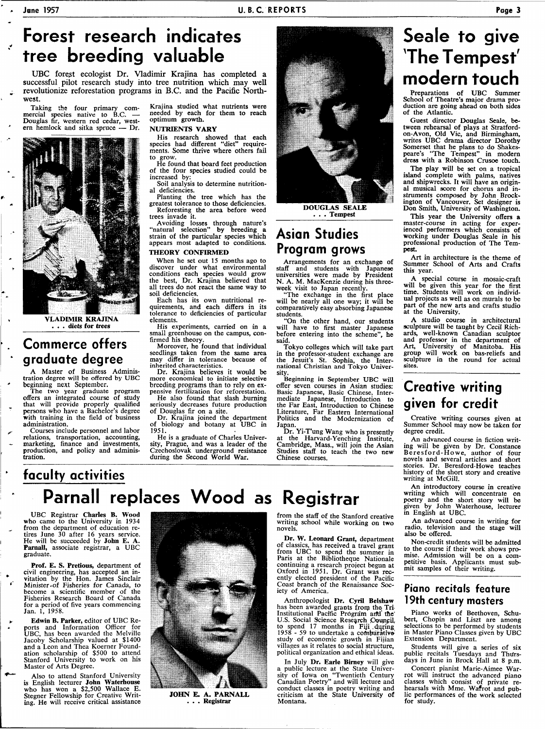# Forest research indicates tree breeding valuable

UBC forest ecologist Dr. Vladimir Krajina has completed a successful pilot research study into tree nutrition which may well revolutionize reforestation programs in B.C. and the Pacific Northwest.

Taking the four primary commercial species native to B.C. — Douglas fir, western red cedar, western hemlock and sitka spruce — Dr. Krajina studied what nutrients were needed by each for them to reach optimum growth.

VLADIMIR KRAJINA
. . . diets for trees

### NUTRIENTS VARY

His research showed that each species had different "diet" requirements. Some thrive where others fail to grow.

He found that board feet production of the four species studied could be increased by:

Soil analysis to determine nutritional deficiencies.

Planting the tree which has the greatest tolerance to those deficiencies.

Reforesting the area before weed trees invade it.

Avoiding losses through nature's "natural selection" by breeding a strain of the particular species which appears most adapted to conditions.

### THEORY CONFIRMED

When he set out 15 months ago to discover under what environmental conditions each species would grow the best, Dr. Krajina believed that all trees do not react the same way to soil deficiencies.

Each has its own nutritional requirements, and each differs in its tolerance to deficiencies of particular elements.

His experiments, carried on in a small greenhouse on the campus, confirmed his theory.

Moreover, he found that individual seedlings taken from the same area may differ in tolerance because of inherited characteristics.

Dr. Krajina believes it would be more economical to initiate selective breeding programs than to rely on expensive fertilization for reforestation.

He also found that slash burning seriously decreases future production of Douglas fir on a site.

Dr. Krajina joined the department of biology and botany at UBC in 1951.

He is a graduate of Charles University, Prague, and was a leader of the Czechoslovak underground resistance during the Second World War.

## Commerce offers graduate degree

A Master of Business Administration degree will be offered by UBC beginning next September.

The two year graduate program offers an integrated course of study that will provide properly qualified persons who have a Bachelor's degree with training in the field of business administration.

Courses include personnel and labor relations, transportation, accounting, marketing, finance and investments, production, and policy and administration.

DOUGLAS SEALE
. . . Tempest

## Asian Studies Program grows

Arrangements for an exchange of staff and students with Japanese universities were made by President N. A. M. MacKenzie during his three-week visit to Japan recently.

"The exchange in the first place will be nearly all one way; it will be comparatively easy absorbing Japanese students.

"On the other hand, our students will have to first master Japanese before entering into the scheme", he said.

Tokyo colleges which will take part in the professor-student exchange are the Jesuit's St. Sophia, the International Christian and Tokyo University.

Beginning in September UBC will offer seven courses in Asian studies: Basic Japanese, Basic Chinese, Intermediate Japanese, Introduction to the Far East, Introduction to Chinese Literature, Far Eastern International Politics and the Modernization of Japan.

Dr. Yi-T'ung Wang who is presently at the Harvard-Yenching Institute, Cambridge, Mass., will join the Asian Studies staff to teach the two new Chinese courses.

# Seale to give 'The Tempest' modern touch

Preparations of UBC Summer School of Theatre's major drama production are going ahead on both sides of the Atlantic.

Guest director Douglas Seale, between rehearsal of plays at Stratford-on-Avon, Old Vic, and Birmingham, writes UBC drama director Dorothy Somerset that he plans to do Shakespeare's "The Tempest" in modern dress with a Robinson Crusoe touch.

The play will be set on a tropical island complete with palms, natives and shipwrecks. It will have an original musical score for chorus and instruments composed by John Brockington of Vancouver. Set designer is Don Smith, University of Washington.

This year the University offers a master-course in acting for experienced performers which consists of working under Douglas Seale in his professional production of The Tempest.

Art in architecture is the theme of Summer School of Arts and Crafts this year.

A special course in mosaic-craft will be given this year for the first time. Students will work on individual projects as well as on murals to be part of the new arts and crafts studio at the University.

A studio course in architectural sculpture will be taught by Cecil Richards, well-known Canadian sculptor and professor in the department of Art, University of Manitoba. His group will work on bas-reliefs and sculpture in the round for actual sites.

## Creative writing given for credit

Creative writing courses given at Summer School may now be taken for degree credit.

An advanced course in fiction writing will be given by Dr. Constance Beresford-Howe, author of four novels and several articles and short stories. Dr. Beresford-Howe teaches history of the short story and creative writing at McGill.

An introductory course in creative writing which will concentrate on poetry and the short story will be given by John Waterhouse, lecturer in English at UBC.

An advanced course in writing for radio, television and the stage will also be offered.

Non-credit students will be admitted to the course if their work shows promise. Admission will be on a competitive basis. Applicants must submit samples of their writing.

### Piano recitals feature 19th century masters

Piano works of Beethoven, Schubert, Chopin and Liszt are among selections to be performed by students in Master Piano Classes given by UBC Extension Department.

Students will give a series of six public recitals Tuesdays and Thursdays in June in Brock Hall at 8 p.m.

Concert pianist Marie-Aimee Warrot will instruct the advanced piano classes which consist of private rehearsals with Mme. Warrot and public performances of the work selected for study.

## faculty activities

# Parnall replaces Wood as Registrar

UBC Registrar **Charles B. Wood** who came to the University in 1934 from the department of education retires June 30 after 16 years service. He will be succeeded by **John E. A. Parnall**, associate registrar, a UBC graduate.

**Prof. E. S. Pretious**, department of civil engineering, has accepted an invitation by the Hon. James Sinclair Minister of Fisheries for Canada, to become a scientific member of the Fisheries Research Board of Canada for a period of five years commencing Jan. 1, 1958.

**Edwin B. Parker**, editor of UBC Reports and Information Officer for UBC, has been awarded the Melville Jacoby Scholarship valued at $1400 and a Leon and Thea Koerner Foundation scholarship of $500 to attend Stanford University to work on his Master of Arts Degree.

Also to attend Stanford University is English lecturer **John Waterhouse** who has won a $2,500 Wallace E. Stegner Fellowship for Creative Writing. He will receive critical assistance from the staff of the Stanford creative writing school while working on two novels.

JOHN E. A. PARNALL
. . . Registrar

**Dr. W. Leonard Grant**, department of classics, has received a travel grant from UBC to spend the summer in Paris at the Bibliotheque Nationale continuing a research project begun at Oxford in 1951. Dr. Grant was recently elected president of the Pacific Coast branch of the Renaissance Society of America.

Anthropologist **Dr. Cyril Belshaw** has been awarded grants from the Tri-Institutional Pacific Program and the U.S. Social Science Research Council, to spend 17 months in Fiji during 1958 - 59 to undertake a comparative study of economic growth in Fijian villages as it relates to social structure, political organization and ethical ideas.

In July **Dr. Earle Birney** will give a public lecture at the State University of Iowa on "Twentieth Century Canadian Poetry" and will lecture and conduct classes in poetry writing and criticism at the State University of Montana.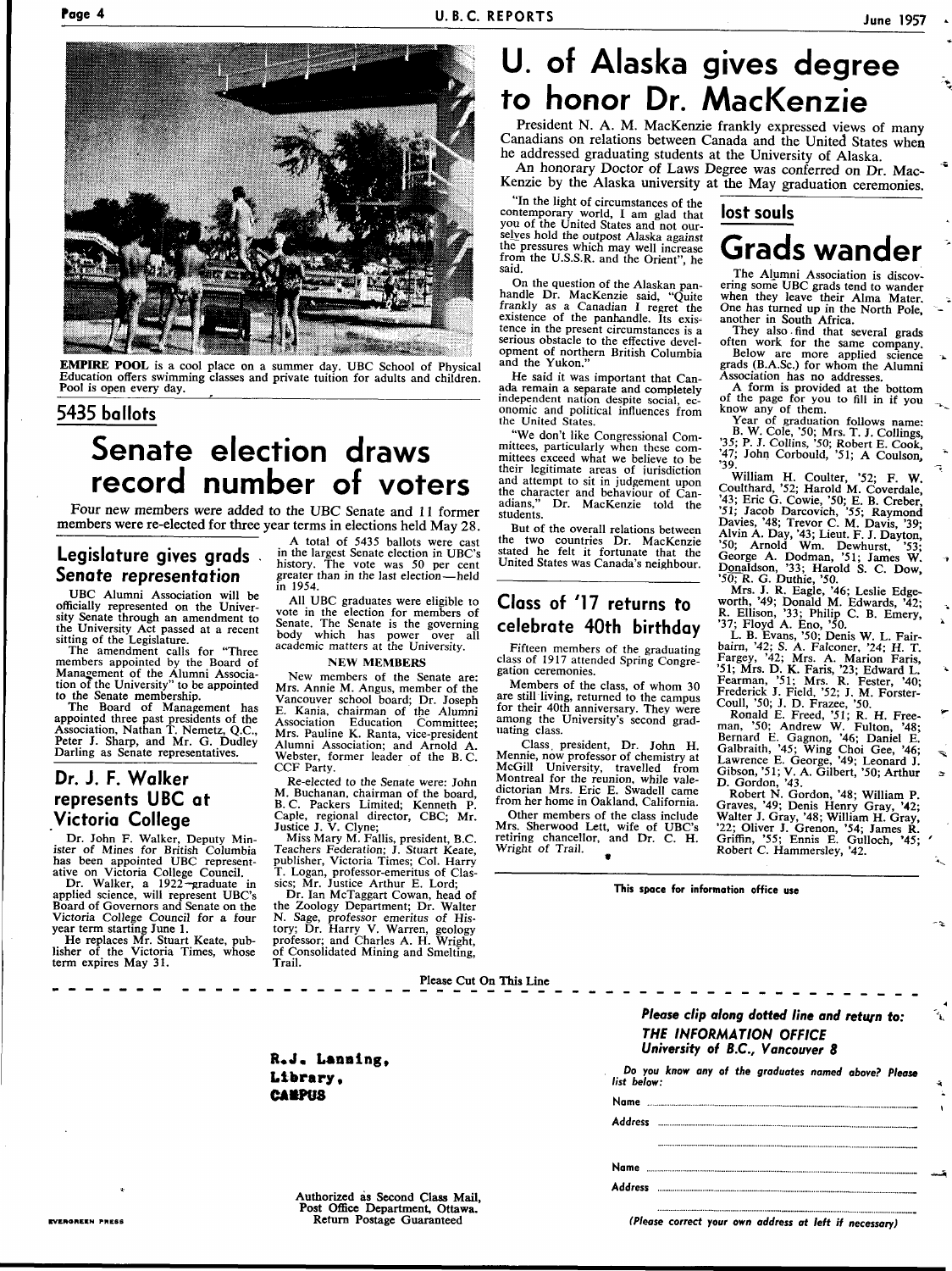EMPIRE POOL is a cool place on a summer day. UBC School of Physical Education offers swimming classes and private tuition for adults and children. Pool is open every day.

5435 ballots

# Senate election draws record number of voters

Four new members were added to the UBC Senate and 11 former members were re-elected for three year terms in elections held May 28.

## Legislature gives grads Senate representation

UBC Alumni Association will be officially represented on the University Senate through an amendment to the University Act passed at a recent sitting of the Legislature.

The amendment calls for "Three members appointed by the Board of Management of the Alumni Association of the University" to be appointed to the Senate membership.

The Board of Management has appointed three past presidents of the Association, Nathan T. Nemetz, Q.C., Peter J. Sharp, and Mr. G. Dudley Darling as Senate representatives.

## Dr. J. F. Walker represents UBC at Victoria College

Dr. John F. Walker, Deputy Minister of Mines for British Columbia has been appointed UBC representative on Victoria College Council.

Dr. Walker, a 1922 graduate in applied science, will represent UBC's Board of Governors and Senate on the Victoria College Council for a four year term starting June 1.

He replaces Mr. Stuart Keate, publisher of the Victoria Times, whose term expires May 31.

A total of 5435 ballots were cast in the largest Senate election in UBC's history. The vote was 50 per cent greater than in the last election—held in 1954.

All UBC graduates were eligible to vote in the election for members of Senate. The Senate is the governing body which has power over all academic matters at the University.

NEW MEMBERS

New members of the Senate are: Mrs. Annie M. Angus, member of the Vancouver school board; Dr. Joseph E. Kania, chairman of the Alumni Association Education Committee; Mrs. Pauline K. Ranta, vice-president Alumni Association; and Arnold A. Webster, former leader of the B. C. CCF Party.

Re-elected to the Senate were: John M. Buchanan, chairman of the board, B. C. Packers Limited; Kenneth P. Caple, regional director, CBC; Mr. Justice J. V. Clyne;

Miss Mary M. Fallis, president, B.C. Teachers Federation; J. Stuart Keate, publisher, Victoria Times; Col. Harry T. Logan, professor-emeritus of Classics; Mr. Justice Arthur E. Lord;

Dr. Ian McTaggart Cowan, head of the Zoology Department; Dr. Walter N. Sage, professor emeritus of History; Dr. Harry V. Warren, geology professor; and Charles A. H. Wright, of Consolidated Mining and Smelting, Trail.

# U. of Alaska gives degree to honor Dr. MacKenzie

President N. A. M. MacKenzie frankly expressed views of many Canadians on relations between Canada and the United States when he addressed graduating students at the University of Alaska.

An honorary Doctor of Laws Degree was conferred on Dr. MacKenzie by the Alaska university at the May graduation ceremonies.

"In the light of circumstances of the contemporary world, I am glad that you of the United States and not ourselves hold the outpost Alaska against the pressures which may well increase from the U.S.S.R. and the Orient", he said.

On the question of the Alaskan panhandle Dr. MacKenzie said, "Quite frankly as a Canadian I regret the existence of the panhandle. Its existence in the present circumstances is a serious obstacle to the effective development of northern British Columbia and the Yukon."

He said it was important that Canada remain a separate and completely independent nation despite social, economic and political influences from the United States.

"We don't like Congressional Committees, particularly when these committees exceed what we believe to be their legitimate areas of jurisdiction and attempt to sit in judgement upon the character and behaviour of Canadians," Dr. MacKenzie told the students.

But of the overall relations between the two countries Dr. MacKenzie stated he felt it fortunate that the United States was Canada's neighbour.

## Class of '17 returns to celebrate 40th birthday

Fifteen members of the graduating class of 1917 attended Spring Congregation ceremonies.

Members of the class, of whom 30 are still living, returned to the campus for their 40th anniversary. They were among the University's second graduating class.

Class president, Dr. John H. Mennie, now professor of chemistry at McGill University, travelled from Montreal for the reunion, while valedictorian Mrs. Eric E. Swadell came from her home in Oakland, California.

Other members of the class include Mrs. Sherwood Lett, wife of UBC's retiring chancellor, and Dr. C. H. Wright of Trail.

lost souls

# Grads wander

The Alumni Association is discovering some UBC grads tend to wander when they leave their Alma Mater. One has turned up in the North Pole, another in South Africa.

They also find that several grads often work for the same company.

Below are more applied science grads (B.A.Sc.) for whom the Alumni Association has no addresses.

A form is provided at the bottom of the page for you to fill in if you know any of them.

Year of graduation follows name: B. W. Cole, '50; Mrs. T. J. Collings, '35; P. J. Collins, '50; Robert E. Cook, '47; John Corbould, '51; A Coulson, '39.

William H. Coulter, '52; F. W. Coulthard, '52; Harold M. Coverdale, '43; Eric G. Cowie, '50; E. B. Creber, '51; Jacob Darcovich, '55; Raymond Davies, '48; Trevor C. M. Davis, '39; Alvin A. Day, '43; Lieut. F. J. Dayton, '50; Arnold Wm. Dewhurst, '53; George A. Dodman, '51; James W. Donaldson, '33; Harold S. C. Dow, '50; R. G. Duthie, '50.

Mrs. J. R. Eagle, '46; Leslie Edgeworth, '49; Donald M. Edwards, '42; R. Ellison, '33; Philip C. B. Emery, '37; Floyd A. Eno, '50.

L. B. Evans, '50; Denis W. L. Fairbairn, '42; S. A. Falconer, '24; H. T. Fargey, '42; Mrs. A. Marion Faris, '51; Mrs. D. K. Faris, '23; Edward L. Fearman, '51; Mrs. R. Fester, '40; Frederick J. Field, '52; J. M. Forster-Coull, '50; J. D. Frazee, '50.

Ronald E. Freed, '51; R. H. Freeman, '50; Andrew W. Fulton, '48; Bernard E. Gagnon, '46; Daniel E. Galbraith, '45; Wing Chol Gee, '46; Lawrence E. George, '49; Leonard J. Gibson, '51; V. A. Gilbert, '50; Arthur D. Gordon, '43.

Robert N. Gordon, '48; William P. Graves, '49; Denis Henry Gray, '42; Walter J. Gray, '48; William H. Gray, '22; Oliver J. Grenon, '54; James R. Griffin, '55; Ennis E. Gulloch, '45; Robert C. Hammersley, '42.

This space for information office use

Please Cut On This Line

R.J. Lanning,
Library,
CAMPUS

Authorized as Second Class Mail,
Post Office Department, Ottawa.
Return Postage Guaranteed

***Please clip along dotted line and return to:***
***THE INFORMATION OFFICE***
***University of B.C., Vancouver 8***

*Do you know any of the graduates named above? Please list below:*

Name ..............................

Address ..............................

..............................

Name ..............................

Address ..............................

..............................

*(Please correct your own address at left if necessary)*

EVERGREEN PRESS